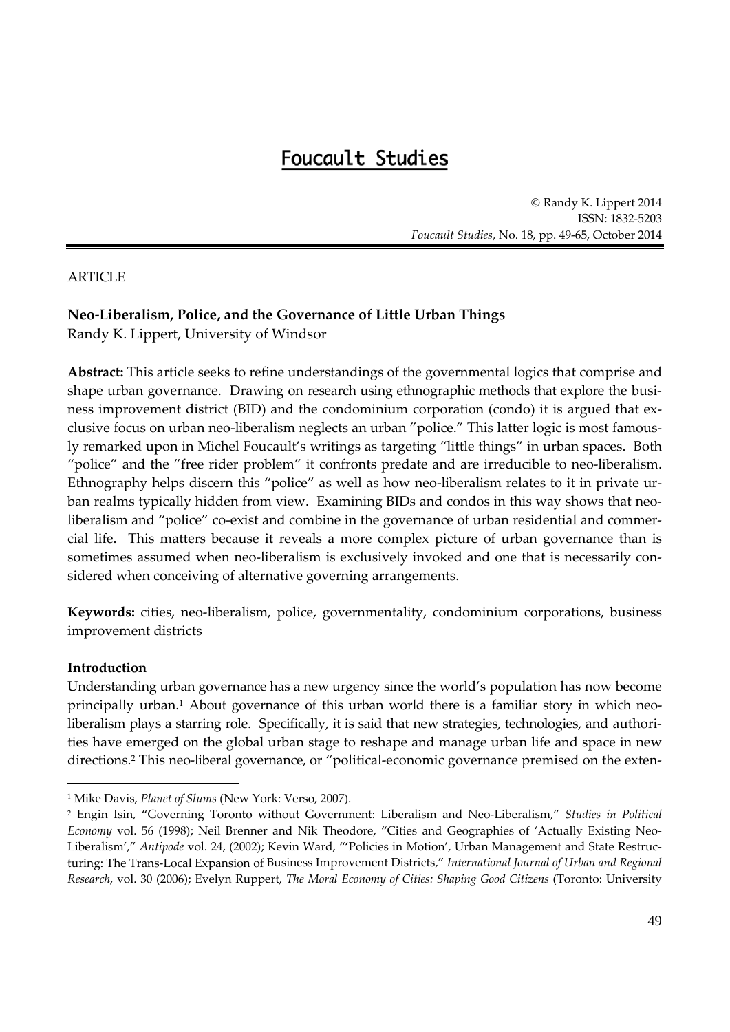# Foucault Studies

© Randy K. Lippert 2014
ISSN: 1832-5203
*Foucault Studies*, No. 18, pp. 49-65, October 2014

ARTICLE

## Neo-Liberalism, Police, and the Governance of Little Urban Things

Randy K. Lippert, University of Windsor

**Abstract:** This article seeks to refine understandings of the governmental logics that comprise and shape urban governance. Drawing on research using ethnographic methods that explore the business improvement district (BID) and the condominium corporation (condo) it is argued that exclusive focus on urban neo-liberalism neglects an urban "police." This latter logic is most famously remarked upon in Michel Foucault's writings as targeting "little things" in urban spaces. Both "police" and the "free rider problem" it confronts predate and are irreducible to neo-liberalism. Ethnography helps discern this "police" as well as how neo-liberalism relates to it in private urban realms typically hidden from view. Examining BIDs and condos in this way shows that neo-liberalism and "police" co-exist and combine in the governance of urban residential and commercial life. This matters because it reveals a more complex picture of urban governance than is sometimes assumed when neo-liberalism is exclusively invoked and one that is necessarily considered when conceiving of alternative governing arrangements.

**Keywords:** cities, neo-liberalism, police, governmentality, condominium corporations, business improvement districts

### Introduction

Understanding urban governance has a new urgency since the world's population has now become principally urban.[1] About governance of this urban world there is a familiar story in which neo-liberalism plays a starring role. Specifically, it is said that new strategies, technologies, and authorities have emerged on the global urban stage to reshape and manage urban life and space in new directions.[2] This neo-liberal governance, or "political-economic governance premised on the exten-

---

[1] Mike Davis, *Planet of Slums* (New York: Verso, 2007).

[2] Engin Isin, "Governing Toronto without Government: Liberalism and Neo-Liberalism," *Studies in Political Economy* vol. 56 (1998); Neil Brenner and Nik Theodore, "Cities and Geographies of 'Actually Existing Neo-Liberalism'," *Antipode* vol. 24, (2002); Kevin Ward, "'Policies in Motion', Urban Management and State Restructuring: The Trans-Local Expansion of Business Improvement Districts," *International Journal of Urban and Regional Research*, vol. 30 (2006); Evelyn Ruppert, *The Moral Economy of Cities: Shaping Good Citizens* (Toronto: University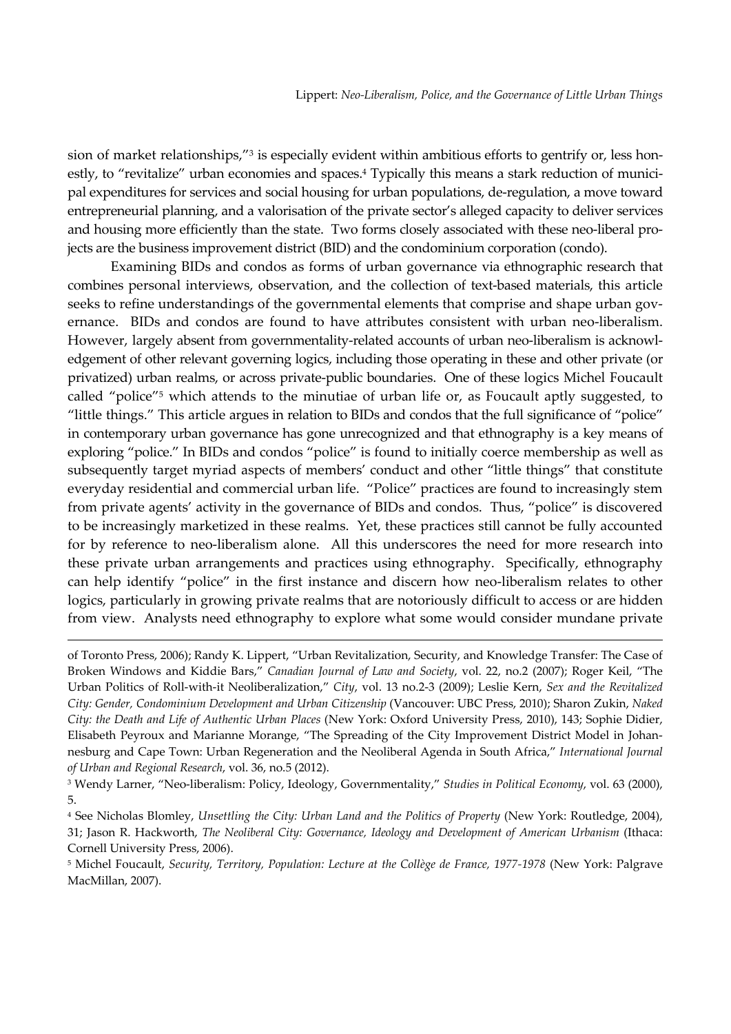sion of market relationships,"[3] is especially evident within ambitious efforts to gentrify or, less honestly, to "revitalize" urban economies and spaces.[4] Typically this means a stark reduction of municipal expenditures for services and social housing for urban populations, de-regulation, a move toward entrepreneurial planning, and a valorisation of the private sector's alleged capacity to deliver services and housing more efficiently than the state. Two forms closely associated with these neo-liberal projects are the business improvement district (BID) and the condominium corporation (condo).

Examining BIDs and condos as forms of urban governance via ethnographic research that combines personal interviews, observation, and the collection of text-based materials, this article seeks to refine understandings of the governmental elements that comprise and shape urban governance. BIDs and condos are found to have attributes consistent with urban neo-liberalism. However, largely absent from governmentality-related accounts of urban neo-liberalism is acknowledgement of other relevant governing logics, including those operating in these and other private (or privatized) urban realms, or across private-public boundaries. One of these logics Michel Foucault called "police"[5] which attends to the minutiae of urban life or, as Foucault aptly suggested, to "little things." This article argues in relation to BIDs and condos that the full significance of "police" in contemporary urban governance has gone unrecognized and that ethnography is a key means of exploring "police." In BIDs and condos "police" is found to initially coerce membership as well as subsequently target myriad aspects of members' conduct and other "little things" that constitute everyday residential and commercial urban life. "Police" practices are found to increasingly stem from private agents' activity in the governance of BIDs and condos. Thus, "police" is discovered to be increasingly marketized in these realms. Yet, these practices still cannot be fully accounted for by reference to neo-liberalism alone. All this underscores the need for more research into these private urban arrangements and practices using ethnography. Specifically, ethnography can help identify "police" in the first instance and discern how neo-liberalism relates to other logics, particularly in growing private realms that are notoriously difficult to access or are hidden from view. Analysts need ethnography to explore what some would consider mundane private

---

of Toronto Press, 2006); Randy K. Lippert, "Urban Revitalization, Security, and Knowledge Transfer: The Case of Broken Windows and Kiddie Bars," *Canadian Journal of Law and Society*, vol. 22, no.2 (2007); Roger Keil, "The Urban Politics of Roll-with-it Neoliberalization," *City*, vol. 13 no.2-3 (2009); Leslie Kern, *Sex and the Revitalized City: Gender, Condominium Development and Urban Citizenship* (Vancouver: UBC Press, 2010); Sharon Zukin, *Naked City: the Death and Life of Authentic Urban Places* (New York: Oxford University Press, 2010), 143; Sophie Didier, Elisabeth Peyroux and Marianne Morange, "The Spreading of the City Improvement District Model in Johannesburg and Cape Town: Urban Regeneration and the Neoliberal Agenda in South Africa," *International Journal of Urban and Regional Research*, vol. 36, no.5 (2012).

[3] Wendy Larner, "Neo-liberalism: Policy, Ideology, Governmentality," *Studies in Political Economy*, vol. 63 (2000), 5.

[4] See Nicholas Blomley, *Unsettling the City: Urban Land and the Politics of Property* (New York: Routledge, 2004), 31; Jason R. Hackworth, *The Neoliberal City: Governance, Ideology and Development of American Urbanism* (Ithaca: Cornell University Press, 2006).

[5] Michel Foucault, *Security, Territory, Population: Lecture at the Collège de France, 1977-1978* (New York: Palgrave MacMillan, 2007).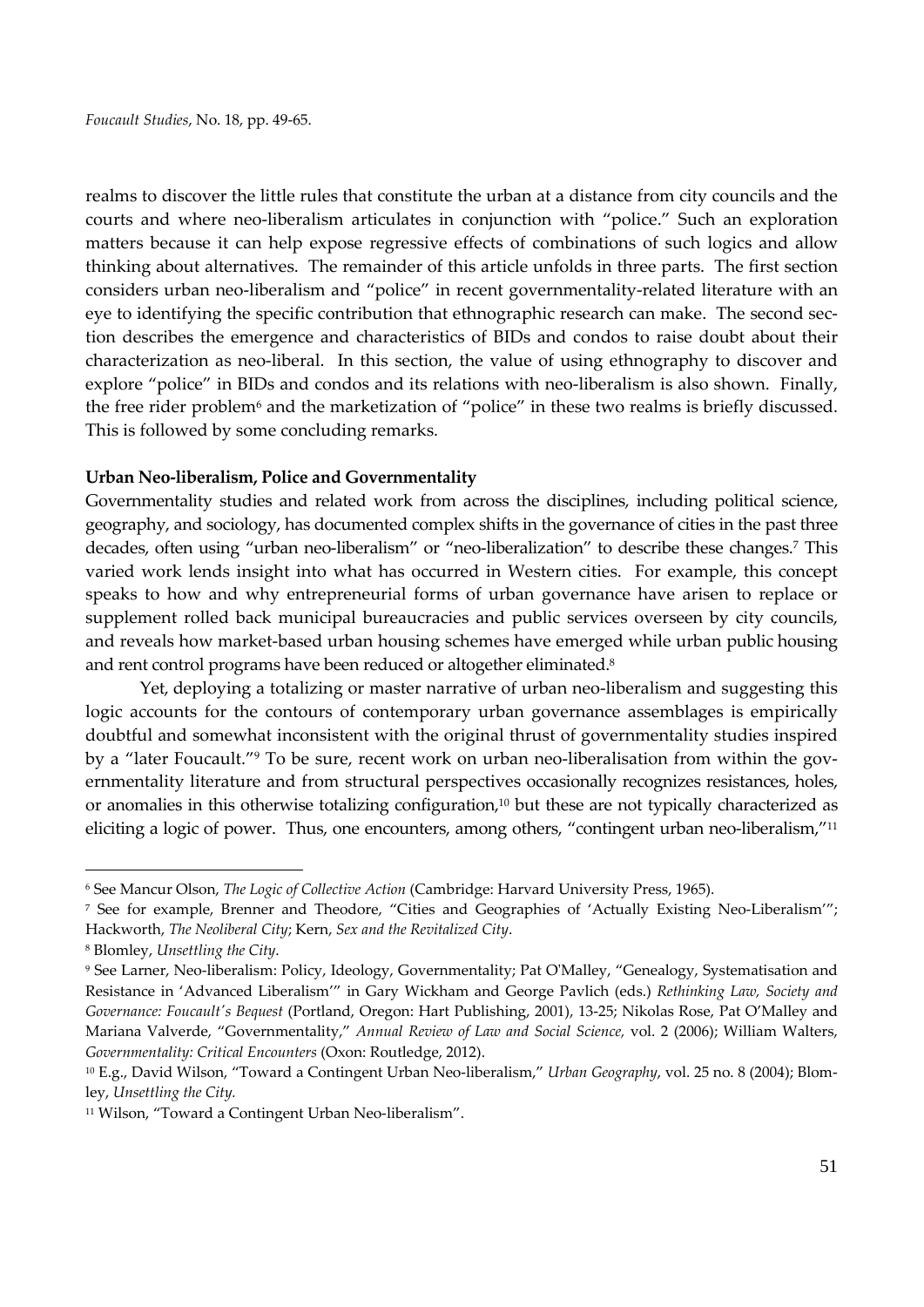realms to discover the little rules that constitute the urban at a distance from city councils and the courts and where neo-liberalism articulates in conjunction with "police." Such an exploration matters because it can help expose regressive effects of combinations of such logics and allow thinking about alternatives. The remainder of this article unfolds in three parts. The first section considers urban neo-liberalism and "police" in recent governmentality-related literature with an eye to identifying the specific contribution that ethnographic research can make. The second section describes the emergence and characteristics of BIDs and condos to raise doubt about their characterization as neo-liberal. In this section, the value of using ethnography to discover and explore "police" in BIDs and condos and its relations with neo-liberalism is also shown. Finally, the free rider problem[6] and the marketization of "police" in these two realms is briefly discussed. This is followed by some concluding remarks.

**Urban Neo-liberalism, Police and Governmentality**

Governmentality studies and related work from across the disciplines, including political science, geography, and sociology, has documented complex shifts in the governance of cities in the past three decades, often using "urban neo-liberalism" or "neo-liberalization" to describe these changes.[7] This varied work lends insight into what has occurred in Western cities. For example, this concept speaks to how and why entrepreneurial forms of urban governance have arisen to replace or supplement rolled back municipal bureaucracies and public services overseen by city councils, and reveals how market-based urban housing schemes have emerged while urban public housing and rent control programs have been reduced or altogether eliminated.[8]

Yet, deploying a totalizing or master narrative of urban neo-liberalism and suggesting this logic accounts for the contours of contemporary urban governance assemblages is empirically doubtful and somewhat inconsistent with the original thrust of governmentality studies inspired by a "later Foucault."[9] To be sure, recent work on urban neo-liberalisation from within the governmentality literature and from structural perspectives occasionally recognizes resistances, holes, or anomalies in this otherwise totalizing configuration,[10] but these are not typically characterized as eliciting a logic of power. Thus, one encounters, among others, "contingent urban neo-liberalism,"[11]

---

[6] See Mancur Olson, *The Logic of Collective Action* (Cambridge: Harvard University Press, 1965).

[7] See for example, Brenner and Theodore, "Cities and Geographies of 'Actually Existing Neo-Liberalism'"; Hackworth, *The Neoliberal City*; Kern, *Sex and the Revitalized City*.

[8] Blomley, *Unsettling the City*.

[9] See Larner, Neo-liberalism: Policy, Ideology, Governmentality; Pat O'Malley, "Genealogy, Systematisation and Resistance in 'Advanced Liberalism'" in Gary Wickham and George Pavlich (eds.) *Rethinking Law, Society and Governance: Foucault's Bequest* (Portland, Oregon: Hart Publishing, 2001), 13-25; Nikolas Rose, Pat O'Malley and Mariana Valverde, "Governmentality," *Annual Review of Law and Social Science,* vol. 2 (2006); William Walters, *Governmentality: Critical Encounters* (Oxon: Routledge, 2012).

[10] E.g., David Wilson, "Toward a Contingent Urban Neo-liberalism," *Urban Geography*, vol. 25 no. 8 (2004); Blomley, *Unsettling the City.*

[11] Wilson, "Toward a Contingent Urban Neo-liberalism".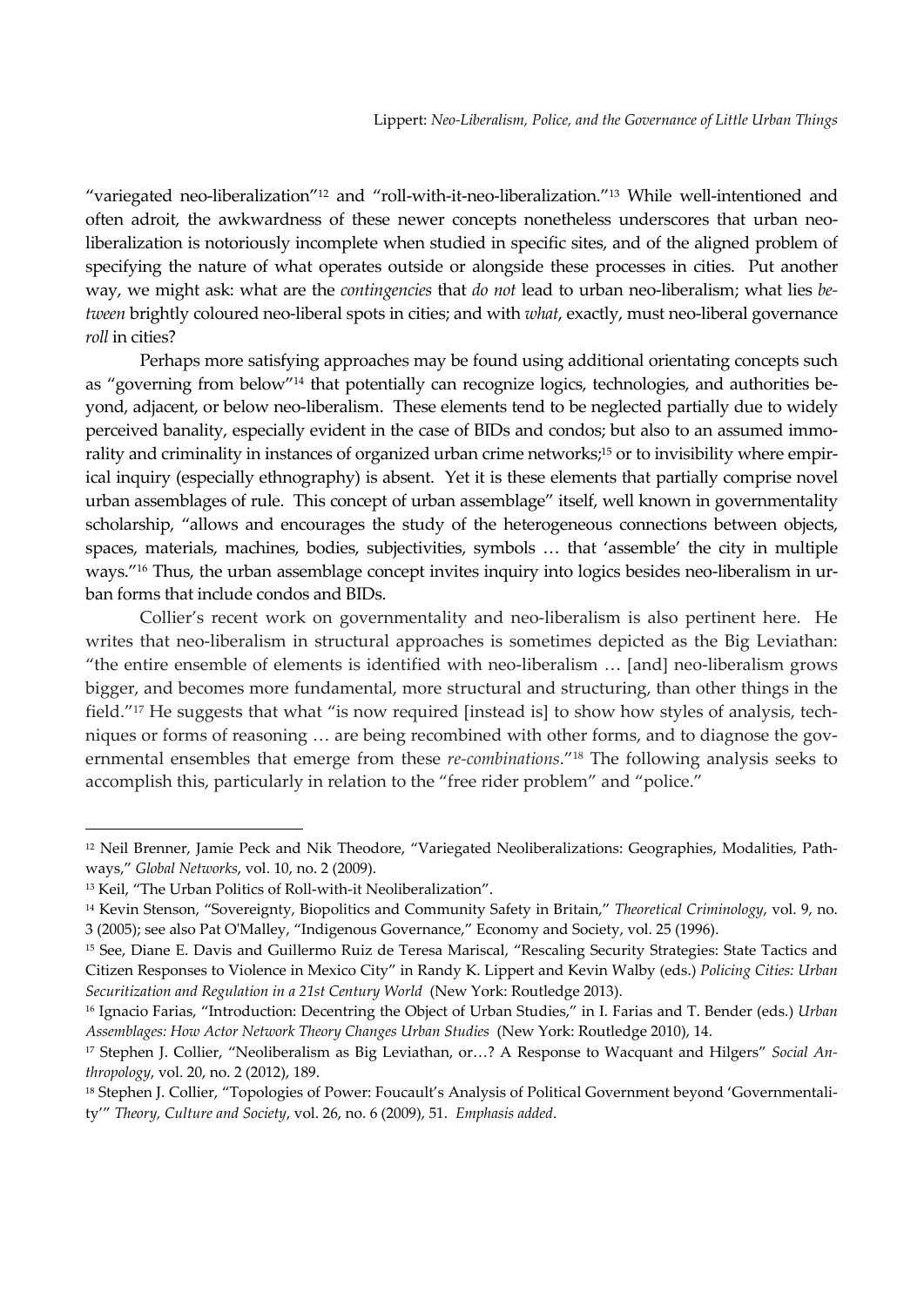"variegated neo-liberalization"[12] and "roll-with-it-neo-liberalization."[13] While well-intentioned and often adroit, the awkwardness of these newer concepts nonetheless underscores that urban neo-liberalization is notoriously incomplete when studied in specific sites, and of the aligned problem of specifying the nature of what operates outside or alongside these processes in cities. Put another way, we might ask: what are the *contingencies* that *do not* lead to urban neo-liberalism; what lies *between* brightly coloured neo-liberal spots in cities; and with *what*, exactly, must neo-liberal governance *roll* in cities?

Perhaps more satisfying approaches may be found using additional orientating concepts such as "governing from below"[14] that potentially can recognize logics, technologies, and authorities beyond, adjacent, or below neo-liberalism. These elements tend to be neglected partially due to widely perceived banality, especially evident in the case of BIDs and condos; but also to an assumed immorality and criminality in instances of organized urban crime networks;[15] or to invisibility where empirical inquiry (especially ethnography) is absent. Yet it is these elements that partially comprise novel urban assemblages of rule. This concept of urban assemblage" itself, well known in governmentality scholarship, "allows and encourages the study of the heterogeneous connections between objects, spaces, materials, machines, bodies, subjectivities, symbols … that 'assemble' the city in multiple ways."[16] Thus, the urban assemblage concept invites inquiry into logics besides neo-liberalism in urban forms that include condos and BIDs.

Collier's recent work on governmentality and neo-liberalism is also pertinent here. He writes that neo-liberalism in structural approaches is sometimes depicted as the Big Leviathan: "the entire ensemble of elements is identified with neo-liberalism … [and] neo-liberalism grows bigger, and becomes more fundamental, more structural and structuring, than other things in the field."[17] He suggests that what "is now required [instead is] to show how styles of analysis, techniques or forms of reasoning … are being recombined with other forms, and to diagnose the governmental ensembles that emerge from these *re-combinations*."[18] The following analysis seeks to accomplish this, particularly in relation to the "free rider problem" and "police."

---

[12] Neil Brenner, Jamie Peck and Nik Theodore, "Variegated Neoliberalizations: Geographies, Modalities, Pathways," *Global Networks*, vol. 10, no. 2 (2009).

[13] Keil, "The Urban Politics of Roll-with-it Neoliberalization".

[14] Kevin Stenson, "Sovereignty, Biopolitics and Community Safety in Britain," *Theoretical Criminology*, vol. 9, no. 3 (2005); see also Pat O'Malley, "Indigenous Governance," Economy and Society, vol. 25 (1996).

[15] See, Diane E. Davis and Guillermo Ruiz de Teresa Mariscal, "Rescaling Security Strategies: State Tactics and Citizen Responses to Violence in Mexico City" in Randy K. Lippert and Kevin Walby (eds.) *Policing Cities: Urban Securitization and Regulation in a 21st Century World* (New York: Routledge 2013).

[16] Ignacio Farias, "Introduction: Decentring the Object of Urban Studies," in I. Farias and T. Bender (eds.) *Urban Assemblages: How Actor Network Theory Changes Urban Studies* (New York: Routledge 2010), 14.

[17] Stephen J. Collier, "Neoliberalism as Big Leviathan, or…? A Response to Wacquant and Hilgers" *Social Anthropology*, vol. 20, no. 2 (2012), 189.

[18] Stephen J. Collier, "Topologies of Power: Foucault's Analysis of Political Government beyond 'Governmentality'" *Theory, Culture and Society*, vol. 26, no. 6 (2009), 51. *Emphasis added*.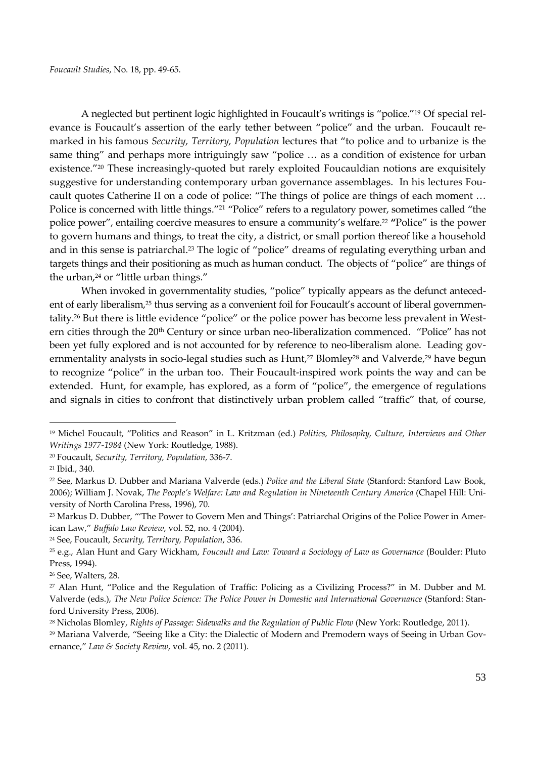A neglected but pertinent logic highlighted in Foucault's writings is "police."[19] Of special relevance is Foucault's assertion of the early tether between "police" and the urban. Foucault remarked in his famous *Security, Territory, Population* lectures that "to police and to urbanize is the same thing" and perhaps more intriguingly saw "police … as a condition of existence for urban existence."[20] These increasingly-quoted but rarely exploited Foucauldian notions are exquisitely suggestive for understanding contemporary urban governance assemblages. In his lectures Foucault quotes Catherine II on a code of police: "The things of police are things of each moment … Police is concerned with little things."[21] "Police" refers to a regulatory power, sometimes called "the police power", entailing coercive measures to ensure a community's welfare.[22] **"**Police" is the power to govern humans and things, to treat the city, a district, or small portion thereof like a household and in this sense is patriarchal.[23] The logic of "police" dreams of regulating everything urban and targets things and their positioning as much as human conduct. The objects of "police" are things of the urban,[24] or "little urban things."

When invoked in governmentality studies, "police" typically appears as the defunct antecedent of early liberalism,[25] thus serving as a convenient foil for Foucault's account of liberal governmentality.[26] But there is little evidence "police" or the police power has become less prevalent in Western cities through the 20th Century or since urban neo-liberalization commenced. "Police" has not been yet fully explored and is not accounted for by reference to neo-liberalism alone. Leading governmentality analysts in socio-legal studies such as Hunt,[27] Blomley[28] and Valverde,[29] have begun to recognize "police" in the urban too. Their Foucault-inspired work points the way and can be extended. Hunt, for example, has explored, as a form of "police", the emergence of regulations and signals in cities to confront that distinctively urban problem called "traffic" that, of course,

---

[19] Michel Foucault, "Politics and Reason" in L. Kritzman (ed.) *Politics, Philosophy, Culture, Interviews and Other Writings 1977-1984* (New York: Routledge, 1988).

[20] Foucault, *Security, Territory, Population*, 336-7.

[21] Ibid., 340.

[22] See, Markus D. Dubber and Mariana Valverde (eds.) *Police and the Liberal State* (Stanford: Stanford Law Book, 2006); William J. Novak, *The People's Welfare: Law and Regulation in Nineteenth Century America* (Chapel Hill: University of North Carolina Press, 1996), 70.

[23] Markus D. Dubber, "'The Power to Govern Men and Things': Patriarchal Origins of the Police Power in American Law," *Buffalo Law Review*, vol. 52, no. 4 (2004).

[24] See, Foucault, *Security, Territory, Population*, 336.

[25] e.g., Alan Hunt and Gary Wickham, *Foucault and Law: Toward a Sociology of Law as Governance* (Boulder: Pluto Press, 1994).

[26] See, Walters, 28.

[27] Alan Hunt, "Police and the Regulation of Traffic: Policing as a Civilizing Process?" in M. Dubber and M. Valverde (eds.), *The New Police Science: The Police Power in Domestic and International Governance* (Stanford: Stanford University Press, 2006).

[28] Nicholas Blomley, *Rights of Passage: Sidewalks and the Regulation of Public Flow* (New York: Routledge, 2011).

[29] Mariana Valverde, "Seeing like a City: the Dialectic of Modern and Premodern ways of Seeing in Urban Governance," *Law & Society Review*, vol. 45, no. 2 (2011).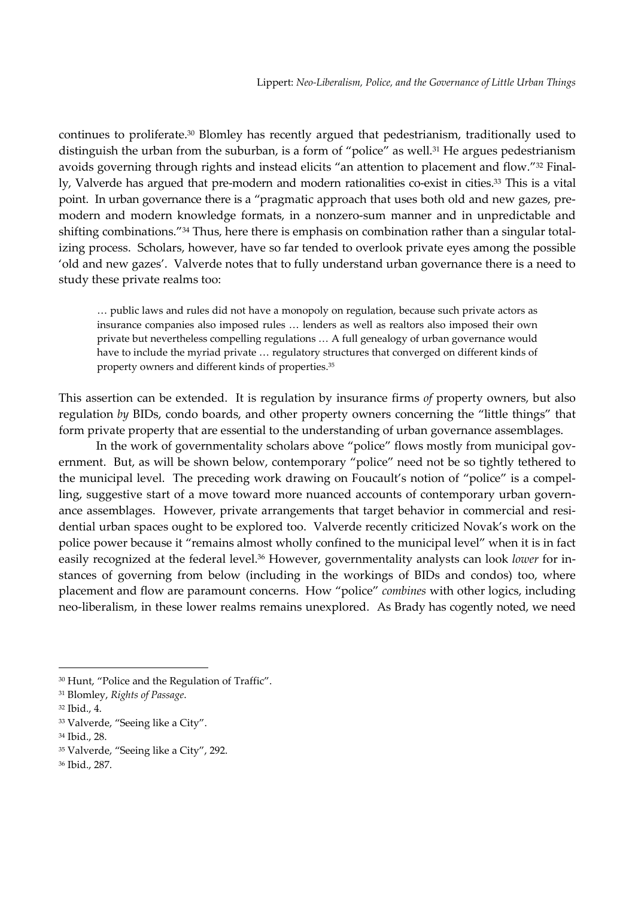continues to proliferate.[30] Blomley has recently argued that pedestrianism, traditionally used to distinguish the urban from the suburban, is a form of "police" as well.[31] He argues pedestrianism avoids governing through rights and instead elicits "an attention to placement and flow."[32] Finally, Valverde has argued that pre-modern and modern rationalities co-exist in cities.[33] This is a vital point. In urban governance there is a "pragmatic approach that uses both old and new gazes, pre-modern and modern knowledge formats, in a nonzero-sum manner and in unpredictable and shifting combinations."[34] Thus, here there is emphasis on combination rather than a singular totalizing process. Scholars, however, have so far tended to overlook private eyes among the possible 'old and new gazes'. Valverde notes that to fully understand urban governance there is a need to study these private realms too:

> … public laws and rules did not have a monopoly on regulation, because such private actors as insurance companies also imposed rules … lenders as well as realtors also imposed their own private but nevertheless compelling regulations … A full genealogy of urban governance would have to include the myriad private … regulatory structures that converged on different kinds of property owners and different kinds of properties.[35]

This assertion can be extended. It is regulation by insurance firms *of* property owners, but also regulation *by* BIDs, condo boards, and other property owners concerning the "little things" that form private property that are essential to the understanding of urban governance assemblages.

In the work of governmentality scholars above "police" flows mostly from municipal government. But, as will be shown below, contemporary "police" need not be so tightly tethered to the municipal level. The preceding work drawing on Foucault's notion of "police" is a compelling, suggestive start of a move toward more nuanced accounts of contemporary urban governance assemblages. However, private arrangements that target behavior in commercial and residential urban spaces ought to be explored too. Valverde recently criticized Novak's work on the police power because it "remains almost wholly confined to the municipal level" when it is in fact easily recognized at the federal level.[36] However, governmentality analysts can look *lower* for instances of governing from below (including in the workings of BIDs and condos) too, where placement and flow are paramount concerns. How "police" *combines* with other logics, including neo-liberalism, in these lower realms remains unexplored. As Brady has cogently noted, we need

---

[30] Hunt, "Police and the Regulation of Traffic".

[31] Blomley, *Rights of Passage*.

[32] Ibid., 4.

[33] Valverde, "Seeing like a City".

[34] Ibid., 28.

[35] Valverde, "Seeing like a City", 292.

[36] Ibid., 287.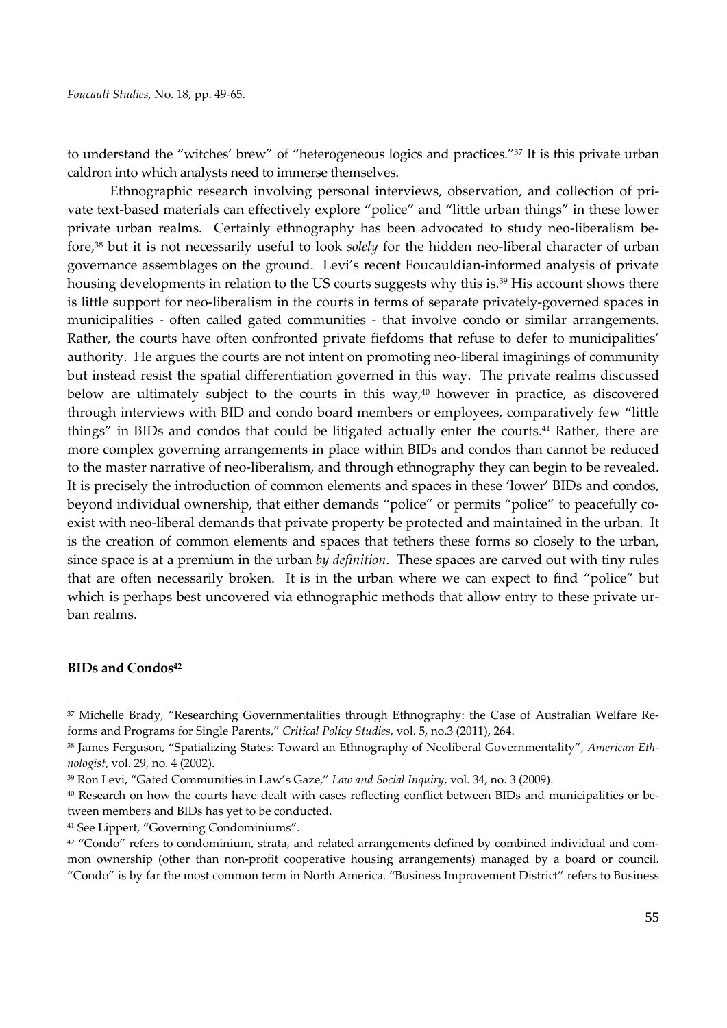to understand the "witches' brew" of "heterogeneous logics and practices."[37] It is this private urban caldron into which analysts need to immerse themselves.

Ethnographic research involving personal interviews, observation, and collection of private text-based materials can effectively explore "police" and "little urban things" in these lower private urban realms. Certainly ethnography has been advocated to study neo-liberalism before,[38] but it is not necessarily useful to look *solely* for the hidden neo-liberal character of urban governance assemblages on the ground. Levi's recent Foucauldian-informed analysis of private housing developments in relation to the US courts suggests why this is.[39] His account shows there is little support for neo-liberalism in the courts in terms of separate privately-governed spaces in municipalities - often called gated communities - that involve condo or similar arrangements. Rather, the courts have often confronted private fiefdoms that refuse to defer to municipalities' authority. He argues the courts are not intent on promoting neo-liberal imaginings of community but instead resist the spatial differentiation governed in this way. The private realms discussed below are ultimately subject to the courts in this way,[40] however in practice, as discovered through interviews with BID and condo board members or employees, comparatively few "little things" in BIDs and condos that could be litigated actually enter the courts.[41] Rather, there are more complex governing arrangements in place within BIDs and condos than cannot be reduced to the master narrative of neo-liberalism, and through ethnography they can begin to be revealed. It is precisely the introduction of common elements and spaces in these 'lower' BIDs and condos, beyond individual ownership, that either demands "police" or permits "police" to peacefully co-exist with neo-liberal demands that private property be protected and maintained in the urban. It is the creation of common elements and spaces that tethers these forms so closely to the urban, since space is at a premium in the urban *by definition*. These spaces are carved out with tiny rules that are often necessarily broken. It is in the urban where we can expect to find "police" but which is perhaps best uncovered via ethnographic methods that allow entry to these private urban realms.

**BIDs and Condos**[42]

---

[37] Michelle Brady, "Researching Governmentalities through Ethnography: the Case of Australian Welfare Reforms and Programs for Single Parents," *Critical Policy Studies*, vol. 5, no.3 (2011), 264.

[38] James Ferguson, "Spatializing States: Toward an Ethnography of Neoliberal Governmentality", *American Ethnologist*, vol. 29, no. 4 (2002).

[39] Ron Levi, "Gated Communities in Law's Gaze," *Law and Social Inquiry*, vol. 34, no. 3 (2009).

[40] Research on how the courts have dealt with cases reflecting conflict between BIDs and municipalities or between members and BIDs has yet to be conducted.

[41] See Lippert, "Governing Condominiums".

[42] "Condo" refers to condominium, strata, and related arrangements defined by combined individual and common ownership (other than non-profit cooperative housing arrangements) managed by a board or council. "Condo" is by far the most common term in North America. "Business Improvement District" refers to Business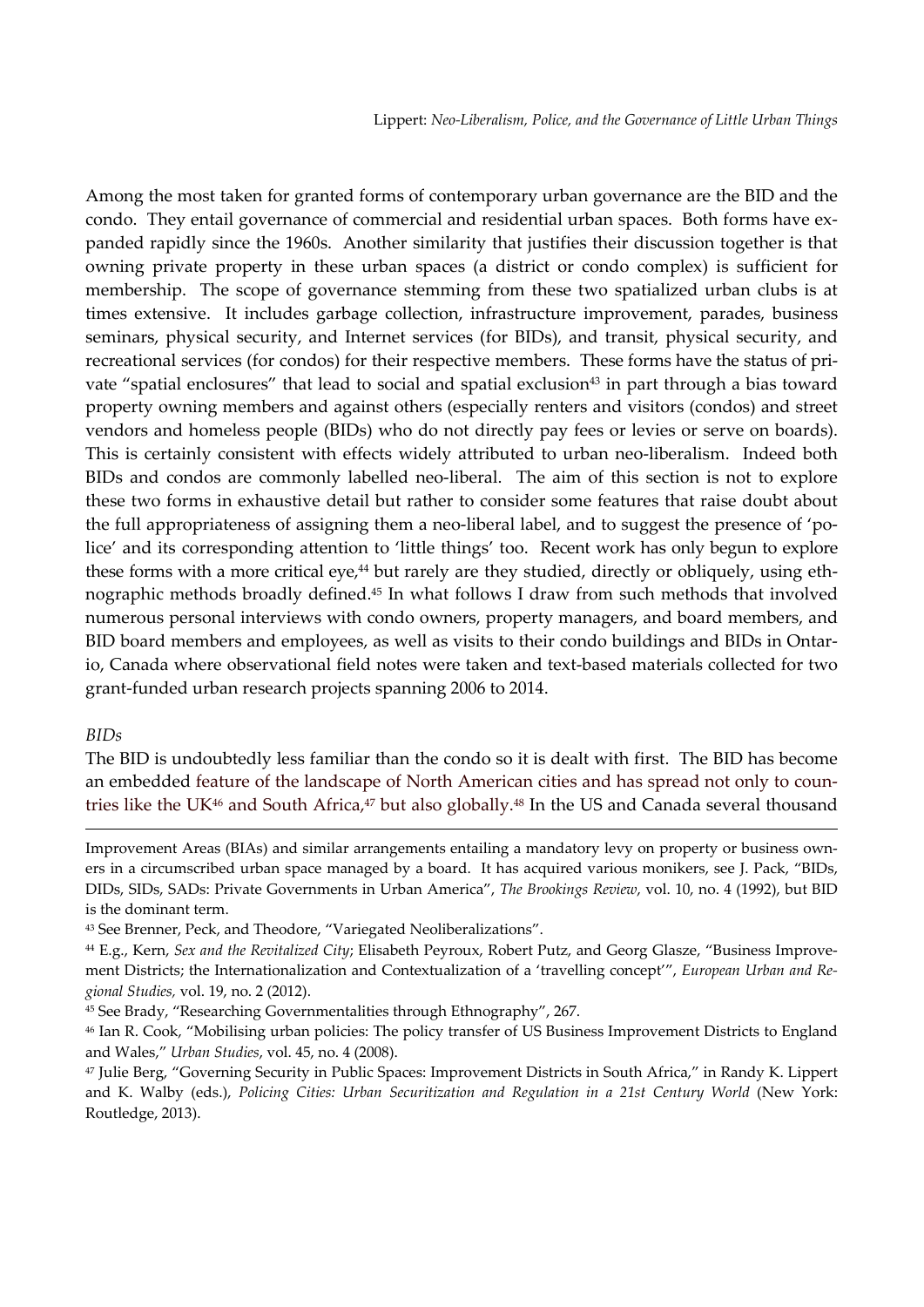Among the most taken for granted forms of contemporary urban governance are the BID and the condo. They entail governance of commercial and residential urban spaces. Both forms have expanded rapidly since the 1960s. Another similarity that justifies their discussion together is that owning private property in these urban spaces (a district or condo complex) is sufficient for membership. The scope of governance stemming from these two spatialized urban clubs is at times extensive. It includes garbage collection, infrastructure improvement, parades, business seminars, physical security, and Internet services (for BIDs), and transit, physical security, and recreational services (for condos) for their respective members. These forms have the status of private "spatial enclosures" that lead to social and spatial exclusion[43] in part through a bias toward property owning members and against others (especially renters and visitors (condos) and street vendors and homeless people (BIDs) who do not directly pay fees or levies or serve on boards). This is certainly consistent with effects widely attributed to urban neo-liberalism. Indeed both BIDs and condos are commonly labelled neo-liberal. The aim of this section is not to explore these two forms in exhaustive detail but rather to consider some features that raise doubt about the full appropriateness of assigning them a neo-liberal label, and to suggest the presence of 'police' and its corresponding attention to 'little things' too. Recent work has only begun to explore these forms with a more critical eye,[44] but rarely are they studied, directly or obliquely, using ethnographic methods broadly defined.[45] In what follows I draw from such methods that involved numerous personal interviews with condo owners, property managers, and board members, and BID board members and employees, as well as visits to their condo buildings and BIDs in Ontario, Canada where observational field notes were taken and text-based materials collected for two grant-funded urban research projects spanning 2006 to 2014.

*BIDs*

The BID is undoubtedly less familiar than the condo so it is dealt with first. The BID has become an embedded feature of the landscape of North American cities and has spread not only to countries like the UK[46] and South Africa,[47] but also globally.[48] In the US and Canada several thousand

---

Improvement Areas (BIAs) and similar arrangements entailing a mandatory levy on property or business owners in a circumscribed urban space managed by a board. It has acquired various monikers, see J. Pack, "BIDs, DIDs, SIDs, SADs: Private Governments in Urban America", *The Brookings Review*, vol. 10, no. 4 (1992), but BID is the dominant term.

[43] See Brenner, Peck, and Theodore, "Variegated Neoliberalizations".

[44] E.g., Kern, *Sex and the Revitalized City*; Elisabeth Peyroux, Robert Putz, and Georg Glasze, "Business Improvement Districts; the Internationalization and Contextualization of a 'travelling concept'", *European Urban and Regional Studies,* vol. 19, no. 2 (2012).

[45] See Brady, "Researching Governmentalities through Ethnography", 267.

[46] Ian R. Cook, "Mobilising urban policies: The policy transfer of US Business Improvement Districts to England and Wales," *Urban Studies*, vol. 45, no. 4 (2008).

[47] Julie Berg, "Governing Security in Public Spaces: Improvement Districts in South Africa," in Randy K. Lippert and K. Walby (eds.), *Policing Cities: Urban Securitization and Regulation in a 21st Century World* (New York: Routledge, 2013).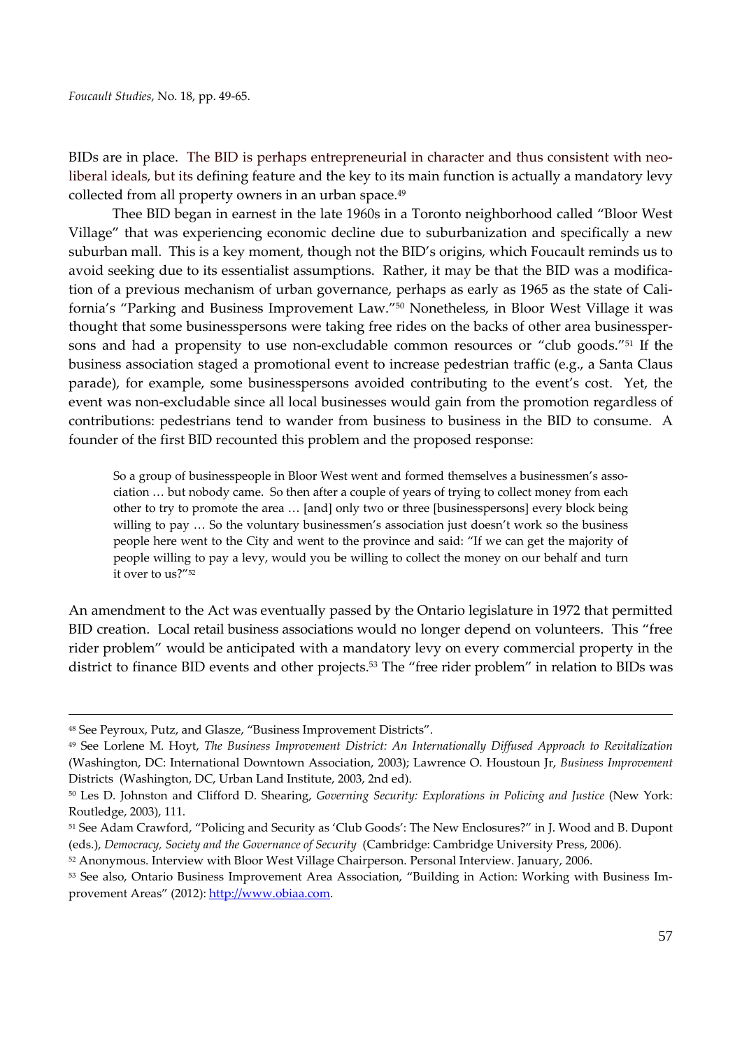BIDs are in place. The BID is perhaps entrepreneurial in character and thus consistent with neoliberal ideals, but its defining feature and the key to its main function is actually a mandatory levy collected from all property owners in an urban space.[49]

Thee BID began in earnest in the late 1960s in a Toronto neighborhood called "Bloor West Village" that was experiencing economic decline due to suburbanization and specifically a new suburban mall. This is a key moment, though not the BID's origins, which Foucault reminds us to avoid seeking due to its essentialist assumptions. Rather, it may be that the BID was a modification of a previous mechanism of urban governance, perhaps as early as 1965 as the state of California's "Parking and Business Improvement Law."[50] Nonetheless, in Bloor West Village it was thought that some businesspersons were taking free rides on the backs of other area businesspersons and had a propensity to use non-excludable common resources or "club goods."[51] If the business association staged a promotional event to increase pedestrian traffic (e.g., a Santa Claus parade), for example, some businesspersons avoided contributing to the event's cost. Yet, the event was non-excludable since all local businesses would gain from the promotion regardless of contributions: pedestrians tend to wander from business to business in the BID to consume. A founder of the first BID recounted this problem and the proposed response:

> So a group of businesspeople in Bloor West went and formed themselves a businessmen's association … but nobody came. So then after a couple of years of trying to collect money from each other to try to promote the area … [and] only two or three [businesspersons] every block being willing to pay … So the voluntary businessmen's association just doesn't work so the business people here went to the City and went to the province and said: "If we can get the majority of people willing to pay a levy, would you be willing to collect the money on our behalf and turn it over to us?"[52]

An amendment to the Act was eventually passed by the Ontario legislature in 1972 that permitted BID creation. Local retail business associations would no longer depend on volunteers. This "free rider problem" would be anticipated with a mandatory levy on every commercial property in the district to finance BID events and other projects.[53] The "free rider problem" in relation to BIDs was

---

[48] See Peyroux, Putz, and Glasze, "Business Improvement Districts".

[49] See Lorlene M. Hoyt, *The Business Improvement District: An Internationally Diffused Approach to Revitalization* (Washington, DC: International Downtown Association, 2003); Lawrence O. Houstoun Jr, *Business Improvement* Districts (Washington, DC, Urban Land Institute, 2003, 2nd ed).

[50] Les D. Johnston and Clifford D. Shearing, *Governing Security: Explorations in Policing and Justice* (New York: Routledge, 2003), 111.

[51] See Adam Crawford, "Policing and Security as 'Club Goods': The New Enclosures?" in J. Wood and B. Dupont (eds.), *Democracy, Society and the Governance of Security* (Cambridge: Cambridge University Press, 2006).

[52] Anonymous. Interview with Bloor West Village Chairperson. Personal Interview. January, 2006.

[53] See also, Ontario Business Improvement Area Association, "Building in Action: Working with Business Improvement Areas" (2012): http://www.obiaa.com.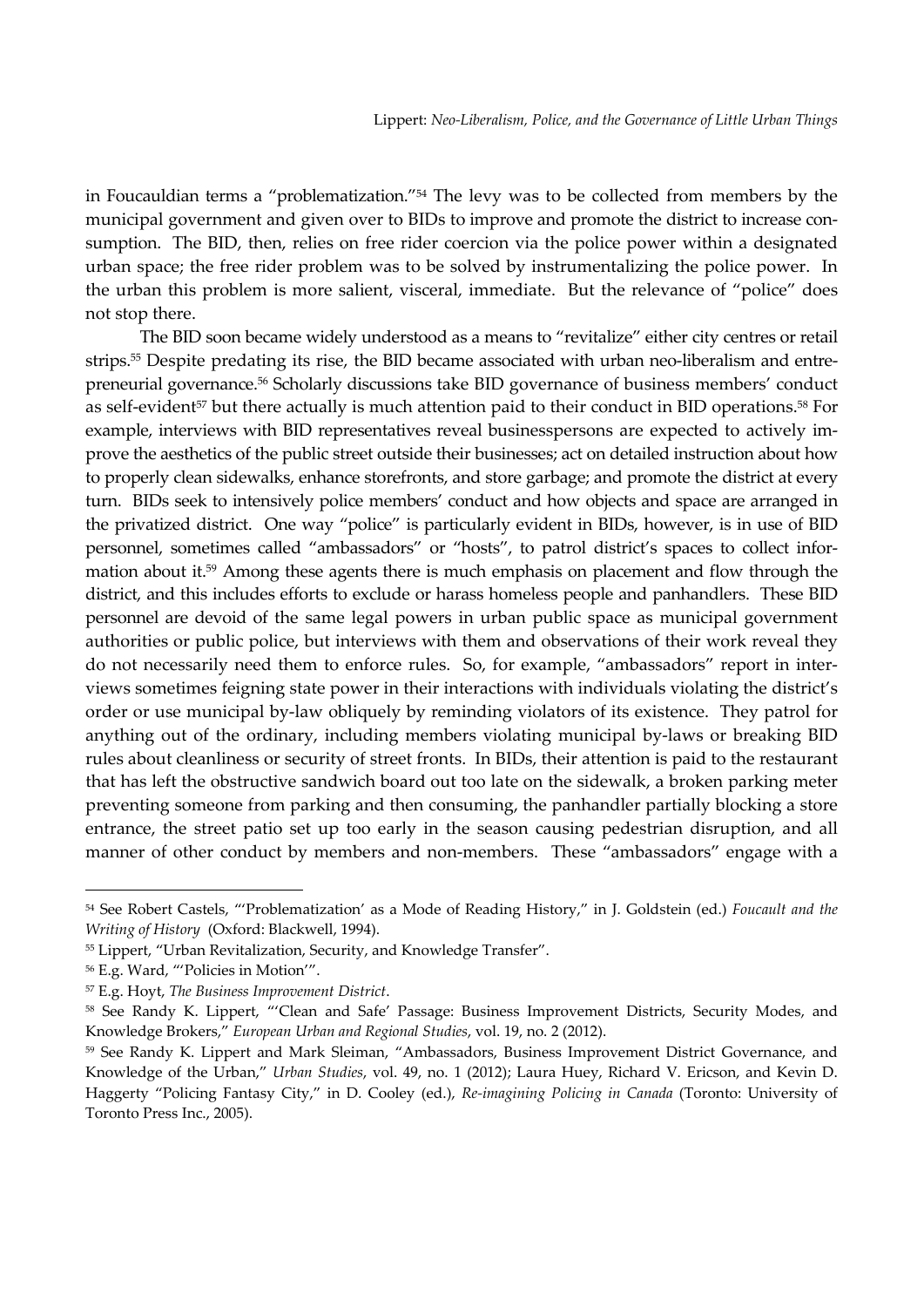in Foucauldian terms a "problematization."[54] The levy was to be collected from members by the municipal government and given over to BIDs to improve and promote the district to increase consumption. The BID, then, relies on free rider coercion via the police power within a designated urban space; the free rider problem was to be solved by instrumentalizing the police power. In the urban this problem is more salient, visceral, immediate. But the relevance of "police" does not stop there.

The BID soon became widely understood as a means to "revitalize" either city centres or retail strips.[55] Despite predating its rise, the BID became associated with urban neo-liberalism and entrepreneurial governance.[56] Scholarly discussions take BID governance of business members' conduct as self-evident[57] but there actually is much attention paid to their conduct in BID operations.[58] For example, interviews with BID representatives reveal businesspersons are expected to actively improve the aesthetics of the public street outside their businesses; act on detailed instruction about how to properly clean sidewalks, enhance storefronts, and store garbage; and promote the district at every turn. BIDs seek to intensively police members' conduct and how objects and space are arranged in the privatized district. One way "police" is particularly evident in BIDs, however, is in use of BID personnel, sometimes called "ambassadors" or "hosts", to patrol district's spaces to collect information about it.[59] Among these agents there is much emphasis on placement and flow through the district, and this includes efforts to exclude or harass homeless people and panhandlers. These BID personnel are devoid of the same legal powers in urban public space as municipal government authorities or public police, but interviews with them and observations of their work reveal they do not necessarily need them to enforce rules. So, for example, "ambassadors" report in interviews sometimes feigning state power in their interactions with individuals violating the district's order or use municipal by-law obliquely by reminding violators of its existence. They patrol for anything out of the ordinary, including members violating municipal by-laws or breaking BID rules about cleanliness or security of street fronts. In BIDs, their attention is paid to the restaurant that has left the obstructive sandwich board out too late on the sidewalk, a broken parking meter preventing someone from parking and then consuming, the panhandler partially blocking a store entrance, the street patio set up too early in the season causing pedestrian disruption, and all manner of other conduct by members and non-members. These "ambassadors" engage with a

---

[54] See Robert Castels, "'Problematization' as a Mode of Reading History," in J. Goldstein (ed.) *Foucault and the Writing of History* (Oxford: Blackwell, 1994).

[55] Lippert, "Urban Revitalization, Security, and Knowledge Transfer".

[56] E.g. Ward, "'Policies in Motion'".

[57] E.g. Hoyt, *The Business Improvement District*.

[58] See Randy K. Lippert, "'Clean and Safe' Passage: Business Improvement Districts, Security Modes, and Knowledge Brokers," *European Urban and Regional Studies*, vol. 19, no. 2 (2012).

[59] See Randy K. Lippert and Mark Sleiman, "Ambassadors, Business Improvement District Governance, and Knowledge of the Urban," *Urban Studies*, vol. 49, no. 1 (2012); Laura Huey, Richard V. Ericson, and Kevin D. Haggerty "Policing Fantasy City," in D. Cooley (ed.), *Re-imagining Policing in Canada* (Toronto: University of Toronto Press Inc., 2005).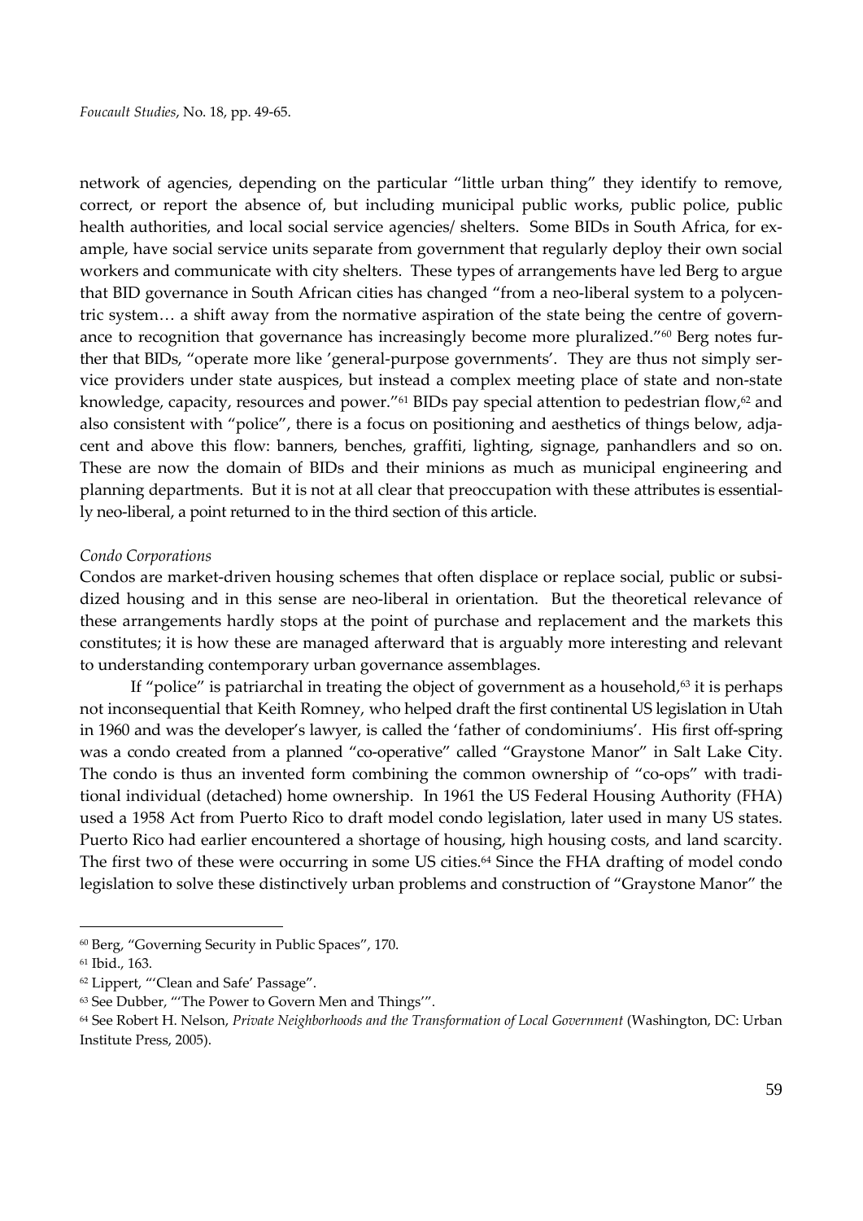network of agencies, depending on the particular "little urban thing" they identify to remove, correct, or report the absence of, but including municipal public works, public police, public health authorities, and local social service agencies/ shelters. Some BIDs in South Africa, for example, have social service units separate from government that regularly deploy their own social workers and communicate with city shelters. These types of arrangements have led Berg to argue that BID governance in South African cities has changed "from a neo-liberal system to a polycentric system… a shift away from the normative aspiration of the state being the centre of governance to recognition that governance has increasingly become more pluralized."[60] Berg notes further that BIDs, "operate more like 'general-purpose governments'. They are thus not simply service providers under state auspices, but instead a complex meeting place of state and non-state knowledge, capacity, resources and power."[61] BIDs pay special attention to pedestrian flow,[62] and also consistent with "police", there is a focus on positioning and aesthetics of things below, adjacent and above this flow: banners, benches, graffiti, lighting, signage, panhandlers and so on. These are now the domain of BIDs and their minions as much as municipal engineering and planning departments. But it is not at all clear that preoccupation with these attributes is essentially neo-liberal, a point returned to in the third section of this article.

*Condo Corporations*

Condos are market-driven housing schemes that often displace or replace social, public or subsidized housing and in this sense are neo-liberal in orientation. But the theoretical relevance of these arrangements hardly stops at the point of purchase and replacement and the markets this constitutes; it is how these are managed afterward that is arguably more interesting and relevant to understanding contemporary urban governance assemblages.

If "police" is patriarchal in treating the object of government as a household,[63] it is perhaps not inconsequential that Keith Romney, who helped draft the first continental US legislation in Utah in 1960 and was the developer's lawyer, is called the 'father of condominiums'. His first off-spring was a condo created from a planned "co-operative" called "Graystone Manor" in Salt Lake City. The condo is thus an invented form combining the common ownership of "co-ops" with traditional individual (detached) home ownership. In 1961 the US Federal Housing Authority (FHA) used a 1958 Act from Puerto Rico to draft model condo legislation, later used in many US states. Puerto Rico had earlier encountered a shortage of housing, high housing costs, and land scarcity. The first two of these were occurring in some US cities.[64] Since the FHA drafting of model condo legislation to solve these distinctively urban problems and construction of "Graystone Manor" the

---

[60] Berg, "Governing Security in Public Spaces", 170.

[61] Ibid., 163.

[62] Lippert, "'Clean and Safe' Passage".

[63] See Dubber, "'The Power to Govern Men and Things'".

[64] See Robert H. Nelson, *Private Neighborhoods and the Transformation of Local Government* (Washington, DC: Urban Institute Press, 2005).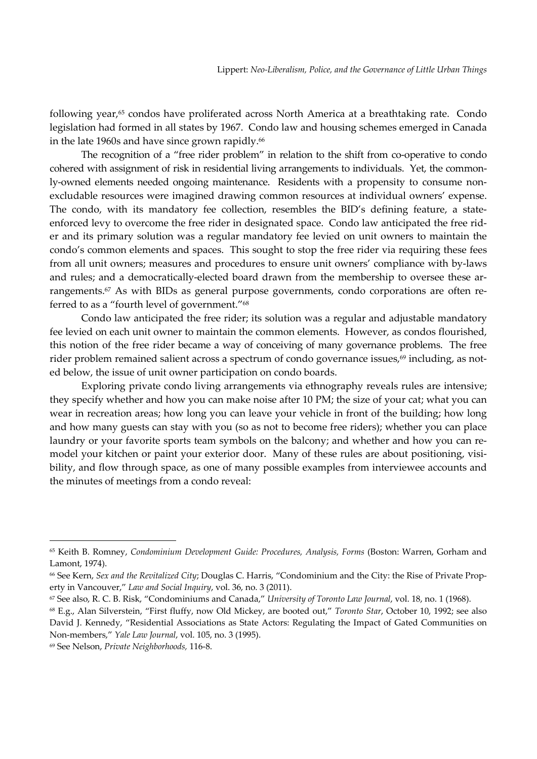following year,[65] condos have proliferated across North America at a breathtaking rate. Condo legislation had formed in all states by 1967. Condo law and housing schemes emerged in Canada in the late 1960s and have since grown rapidly.[66]

The recognition of a "free rider problem" in relation to the shift from co-operative to condo cohered with assignment of risk in residential living arrangements to individuals. Yet, the commonly-owned elements needed ongoing maintenance. Residents with a propensity to consume non-excludable resources were imagined drawing common resources at individual owners' expense. The condo, with its mandatory fee collection, resembles the BID's defining feature, a state-enforced levy to overcome the free rider in designated space. Condo law anticipated the free rider and its primary solution was a regular mandatory fee levied on unit owners to maintain the condo's common elements and spaces. This sought to stop the free rider via requiring these fees from all unit owners; measures and procedures to ensure unit owners' compliance with by-laws and rules; and a democratically-elected board drawn from the membership to oversee these arrangements.[67] As with BIDs as general purpose governments, condo corporations are often referred to as a "fourth level of government."[68]

Condo law anticipated the free rider; its solution was a regular and adjustable mandatory fee levied on each unit owner to maintain the common elements. However, as condos flourished, this notion of the free rider became a way of conceiving of many governance problems. The free rider problem remained salient across a spectrum of condo governance issues,[69] including, as noted below, the issue of unit owner participation on condo boards.

Exploring private condo living arrangements via ethnography reveals rules are intensive; they specify whether and how you can make noise after 10 PM; the size of your cat; what you can wear in recreation areas; how long you can leave your vehicle in front of the building; how long and how many guests can stay with you (so as not to become free riders); whether you can place laundry or your favorite sports team symbols on the balcony; and whether and how you can remodel your kitchen or paint your exterior door. Many of these rules are about positioning, visibility, and flow through space, as one of many possible examples from interviewee accounts and the minutes of meetings from a condo reveal:

---

[65] Keith B. Romney, *Condominium Development Guide: Procedures, Analysis, Forms* (Boston: Warren, Gorham and Lamont, 1974).

[66] See Kern, *Sex and the Revitalized City*; Douglas C. Harris, "Condominium and the City: the Rise of Private Property in Vancouver," *Law and Social Inquiry*, vol. 36, no. 3 (2011).

[67] See also, R. C. B. Risk, "Condominiums and Canada," *University of Toronto Law Journal*, vol. 18, no. 1 (1968).

[68] E.g., Alan Silverstein, "First fluffy, now Old Mickey, are booted out," *Toronto Star*, October 10, 1992; see also David J. Kennedy, "Residential Associations as State Actors: Regulating the Impact of Gated Communities on Non-members," *Yale Law Journal*, vol. 105, no. 3 (1995).

[69] See Nelson, *Private Neighborhoods*, 116-8.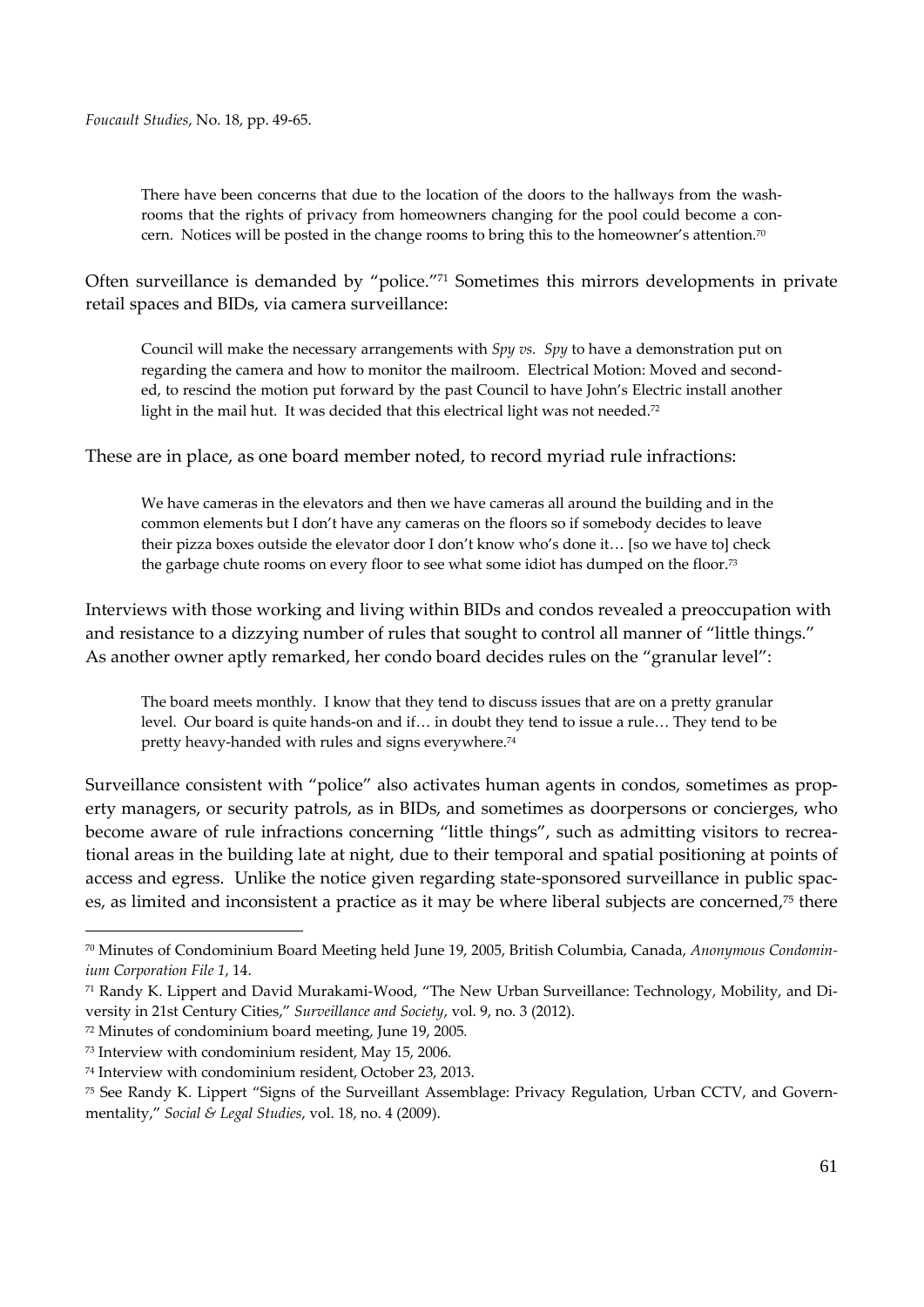> There have been concerns that due to the location of the doors to the hallways from the washrooms that the rights of privacy from homeowners changing for the pool could become a concern. Notices will be posted in the change rooms to bring this to the homeowner's attention.[70]

Often surveillance is demanded by "police."[71] Sometimes this mirrors developments in private retail spaces and BIDs, via camera surveillance:

> Council will make the necessary arrangements with *Spy vs. Spy* to have a demonstration put on regarding the camera and how to monitor the mailroom. Electrical Motion: Moved and seconded, to rescind the motion put forward by the past Council to have John's Electric install another light in the mail hut. It was decided that this electrical light was not needed.[72]

These are in place, as one board member noted, to record myriad rule infractions:

> We have cameras in the elevators and then we have cameras all around the building and in the common elements but I don't have any cameras on the floors so if somebody decides to leave their pizza boxes outside the elevator door I don't know who's done it… [so we have to] check the garbage chute rooms on every floor to see what some idiot has dumped on the floor.[73]

Interviews with those working and living within BIDs and condos revealed a preoccupation with and resistance to a dizzying number of rules that sought to control all manner of "little things." As another owner aptly remarked, her condo board decides rules on the "granular level":

> The board meets monthly. I know that they tend to discuss issues that are on a pretty granular level. Our board is quite hands-on and if… in doubt they tend to issue a rule… They tend to be pretty heavy-handed with rules and signs everywhere.[74]

Surveillance consistent with "police" also activates human agents in condos, sometimes as property managers, or security patrols, as in BIDs, and sometimes as doorpersons or concierges, who become aware of rule infractions concerning "little things", such as admitting visitors to recreational areas in the building late at night, due to their temporal and spatial positioning at points of access and egress. Unlike the notice given regarding state-sponsored surveillance in public spaces, as limited and inconsistent a practice as it may be where liberal subjects are concerned,[75] there

---

[70] Minutes of Condominium Board Meeting held June 19, 2005, British Columbia, Canada, *Anonymous Condominium Corporation File 1*, 14.

[71] Randy K. Lippert and David Murakami-Wood, "The New Urban Surveillance: Technology, Mobility, and Diversity in 21st Century Cities," *Surveillance and Society*, vol. 9, no. 3 (2012).

[72] Minutes of condominium board meeting, June 19, 2005.

[73] Interview with condominium resident, May 15, 2006.

[74] Interview with condominium resident, October 23, 2013.

[75] See Randy K. Lippert "Signs of the Surveillant Assemblage: Privacy Regulation, Urban CCTV, and Governmentality," *Social & Legal Studies*, vol. 18, no. 4 (2009).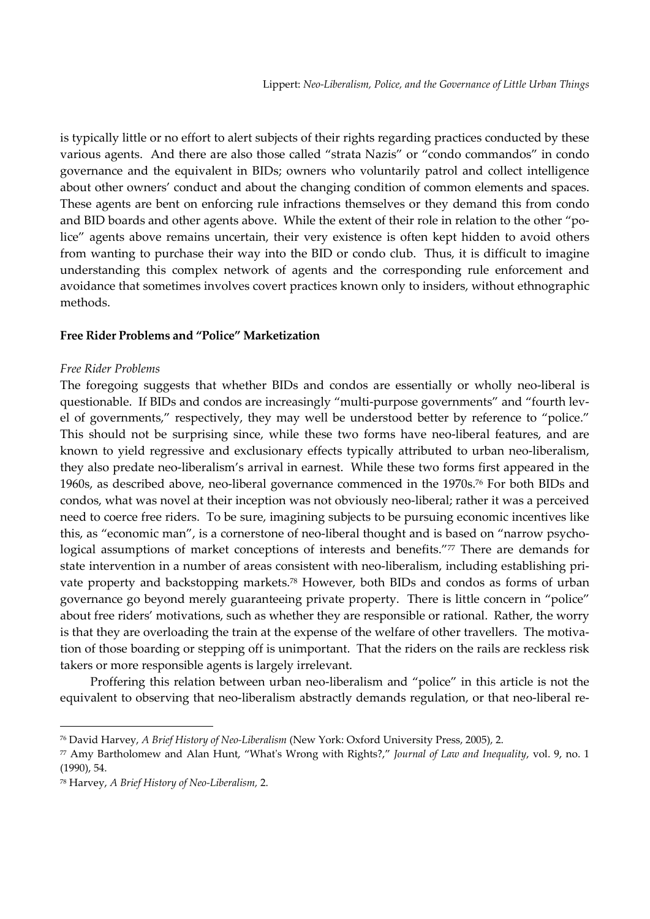is typically little or no effort to alert subjects of their rights regarding practices conducted by these various agents. And there are also those called "strata Nazis" or "condo commandos" in condo governance and the equivalent in BIDs; owners who voluntarily patrol and collect intelligence about other owners' conduct and about the changing condition of common elements and spaces. These agents are bent on enforcing rule infractions themselves or they demand this from condo and BID boards and other agents above. While the extent of their role in relation to the other "police" agents above remains uncertain, their very existence is often kept hidden to avoid others from wanting to purchase their way into the BID or condo club. Thus, it is difficult to imagine understanding this complex network of agents and the corresponding rule enforcement and avoidance that sometimes involves covert practices known only to insiders, without ethnographic methods.

**Free Rider Problems and "Police" Marketization**

*Free Rider Problems*

The foregoing suggests that whether BIDs and condos are essentially or wholly neo-liberal is questionable. If BIDs and condos are increasingly "multi-purpose governments" and "fourth level of governments," respectively, they may well be understood better by reference to "police." This should not be surprising since, while these two forms have neo-liberal features, and are known to yield regressive and exclusionary effects typically attributed to urban neo-liberalism, they also predate neo-liberalism's arrival in earnest. While these two forms first appeared in the 1960s, as described above, neo-liberal governance commenced in the 1970s.[76] For both BIDs and condos, what was novel at their inception was not obviously neo-liberal; rather it was a perceived need to coerce free riders. To be sure, imagining subjects to be pursuing economic incentives like this, as "economic man", is a cornerstone of neo-liberal thought and is based on "narrow psychological assumptions of market conceptions of interests and benefits."[77] There are demands for state intervention in a number of areas consistent with neo-liberalism, including establishing private property and backstopping markets.[78] However, both BIDs and condos as forms of urban governance go beyond merely guaranteeing private property. There is little concern in "police" about free riders' motivations, such as whether they are responsible or rational. Rather, the worry is that they are overloading the train at the expense of the welfare of other travellers. The motivation of those boarding or stepping off is unimportant. That the riders on the rails are reckless risk takers or more responsible agents is largely irrelevant.

Proffering this relation between urban neo-liberalism and "police" in this article is not the equivalent to observing that neo-liberalism abstractly demands regulation, or that neo-liberal re-

---

[76] David Harvey, *A Brief History of Neo-Liberalism* (New York: Oxford University Press, 2005), 2.

[77] Amy Bartholomew and Alan Hunt, "What's Wrong with Rights?," *Journal of Law and Inequality*, vol. 9, no. 1 (1990), 54.

[78] Harvey, *A Brief History of Neo-Liberalism*, 2.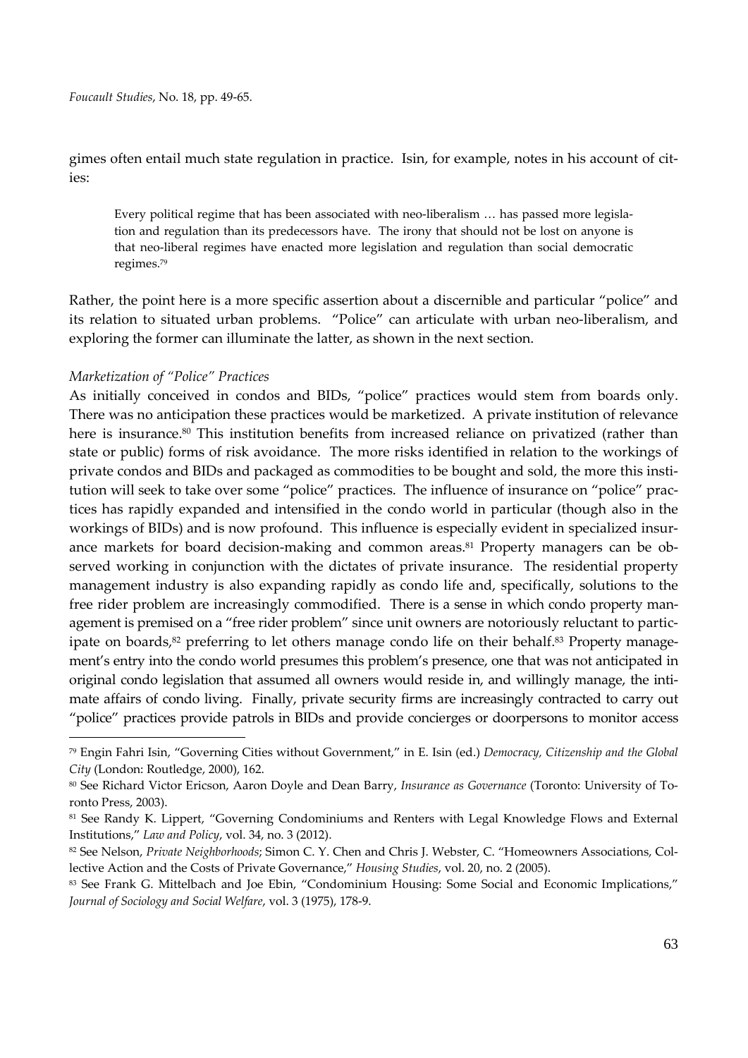gimes often entail much state regulation in practice. Isin, for example, notes in his account of cities:

> Every political regime that has been associated with neo-liberalism … has passed more legislation and regulation than its predecessors have. The irony that should not be lost on anyone is that neo-liberal regimes have enacted more legislation and regulation than social democratic regimes.[79]

Rather, the point here is a more specific assertion about a discernible and particular "police" and its relation to situated urban problems. "Police" can articulate with urban neo-liberalism, and exploring the former can illuminate the latter, as shown in the next section.

*Marketization of "Police" Practices*

As initially conceived in condos and BIDs, "police" practices would stem from boards only. There was no anticipation these practices would be marketized. A private institution of relevance here is insurance.[80] This institution benefits from increased reliance on privatized (rather than state or public) forms of risk avoidance. The more risks identified in relation to the workings of private condos and BIDs and packaged as commodities to be bought and sold, the more this institution will seek to take over some "police" practices. The influence of insurance on "police" practices has rapidly expanded and intensified in the condo world in particular (though also in the workings of BIDs) and is now profound. This influence is especially evident in specialized insurance markets for board decision-making and common areas.[81] Property managers can be observed working in conjunction with the dictates of private insurance. The residential property management industry is also expanding rapidly as condo life and, specifically, solutions to the free rider problem are increasingly commodified. There is a sense in which condo property management is premised on a "free rider problem" since unit owners are notoriously reluctant to participate on boards,[82] preferring to let others manage condo life on their behalf.[83] Property management's entry into the condo world presumes this problem's presence, one that was not anticipated in original condo legislation that assumed all owners would reside in, and willingly manage, the intimate affairs of condo living. Finally, private security firms are increasingly contracted to carry out "police" practices provide patrols in BIDs and provide concierges or doorpersons to monitor access

---

[79] Engin Fahri Isin, "Governing Cities without Government," in E. Isin (ed.) *Democracy, Citizenship and the Global City* (London: Routledge, 2000), 162.

[80] See Richard Victor Ericson, Aaron Doyle and Dean Barry, *Insurance as Governance* (Toronto: University of Toronto Press, 2003).

[81] See Randy K. Lippert, "Governing Condominiums and Renters with Legal Knowledge Flows and External Institutions," *Law and Policy*, vol. 34, no. 3 (2012).

[82] See Nelson, *Private Neighborhoods*; Simon C. Y. Chen and Chris J. Webster, C. "Homeowners Associations, Collective Action and the Costs of Private Governance," *Housing Studies*, vol. 20, no. 2 (2005).

[83] See Frank G. Mittelbach and Joe Ebin, "Condominium Housing: Some Social and Economic Implications," *Journal of Sociology and Social Welfare*, vol. 3 (1975), 178-9.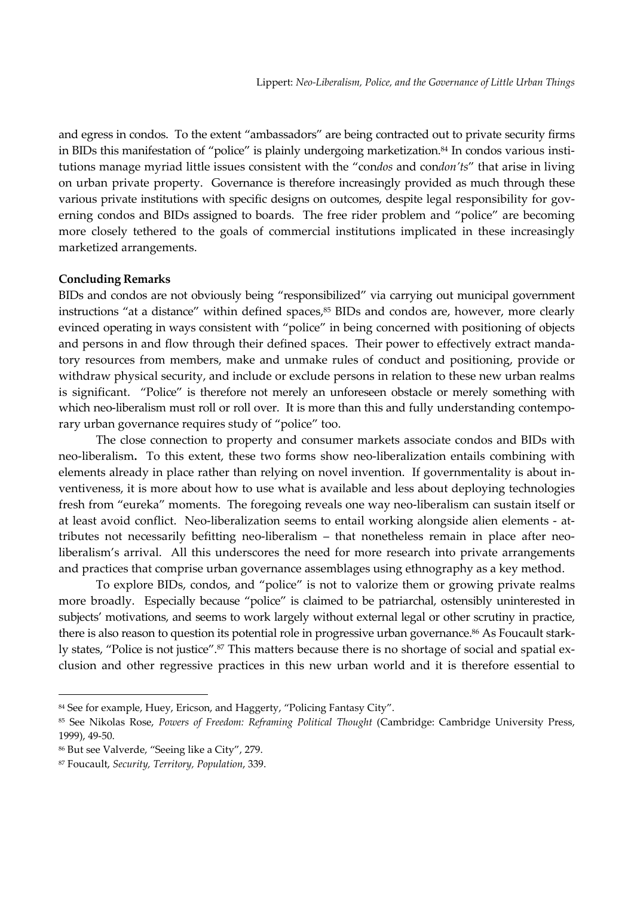and egress in condos. To the extent "ambassadors" are being contracted out to private security firms in BIDs this manifestation of "police" is plainly undergoing marketization.[84] In condos various institutions manage myriad little issues consistent with the "con*dos* and con*don'ts*" that arise in living on urban private property. Governance is therefore increasingly provided as much through these various private institutions with specific designs on outcomes, despite legal responsibility for governing condos and BIDs assigned to boards. The free rider problem and "police" are becoming more closely tethered to the goals of commercial institutions implicated in these increasingly marketized arrangements.

**Concluding Remarks**

BIDs and condos are not obviously being "responsibilized" via carrying out municipal government instructions "at a distance" within defined spaces,[85] BIDs and condos are, however, more clearly evinced operating in ways consistent with "police" in being concerned with positioning of objects and persons in and flow through their defined spaces. Their power to effectively extract mandatory resources from members, make and unmake rules of conduct and positioning, provide or withdraw physical security, and include or exclude persons in relation to these new urban realms is significant. "Police" is therefore not merely an unforeseen obstacle or merely something with which neo-liberalism must roll or roll over. It is more than this and fully understanding contemporary urban governance requires study of "police" too.

The close connection to property and consumer markets associate condos and BIDs with neo-liberalism**.** To this extent, these two forms show neo-liberalization entails combining with elements already in place rather than relying on novel invention. If governmentality is about inventiveness, it is more about how to use what is available and less about deploying technologies fresh from "eureka" moments. The foregoing reveals one way neo-liberalism can sustain itself or at least avoid conflict. Neo-liberalization seems to entail working alongside alien elements - attributes not necessarily befitting neo-liberalism – that nonetheless remain in place after neo-liberalism's arrival. All this underscores the need for more research into private arrangements and practices that comprise urban governance assemblages using ethnography as a key method.

To explore BIDs, condos, and "police" is not to valorize them or growing private realms more broadly. Especially because "police" is claimed to be patriarchal, ostensibly uninterested in subjects' motivations, and seems to work largely without external legal or other scrutiny in practice, there is also reason to question its potential role in progressive urban governance.[86] As Foucault starkly states, "Police is not justice".[87] This matters because there is no shortage of social and spatial exclusion and other regressive practices in this new urban world and it is therefore essential to

---

[84] See for example, Huey, Ericson, and Haggerty, "Policing Fantasy City".

[85] See Nikolas Rose, *Powers of Freedom: Reframing Political Thought* (Cambridge: Cambridge University Press, 1999), 49-50.

[86] But see Valverde, "Seeing like a City", 279.

[87] Foucault, *Security, Territory, Population*, 339.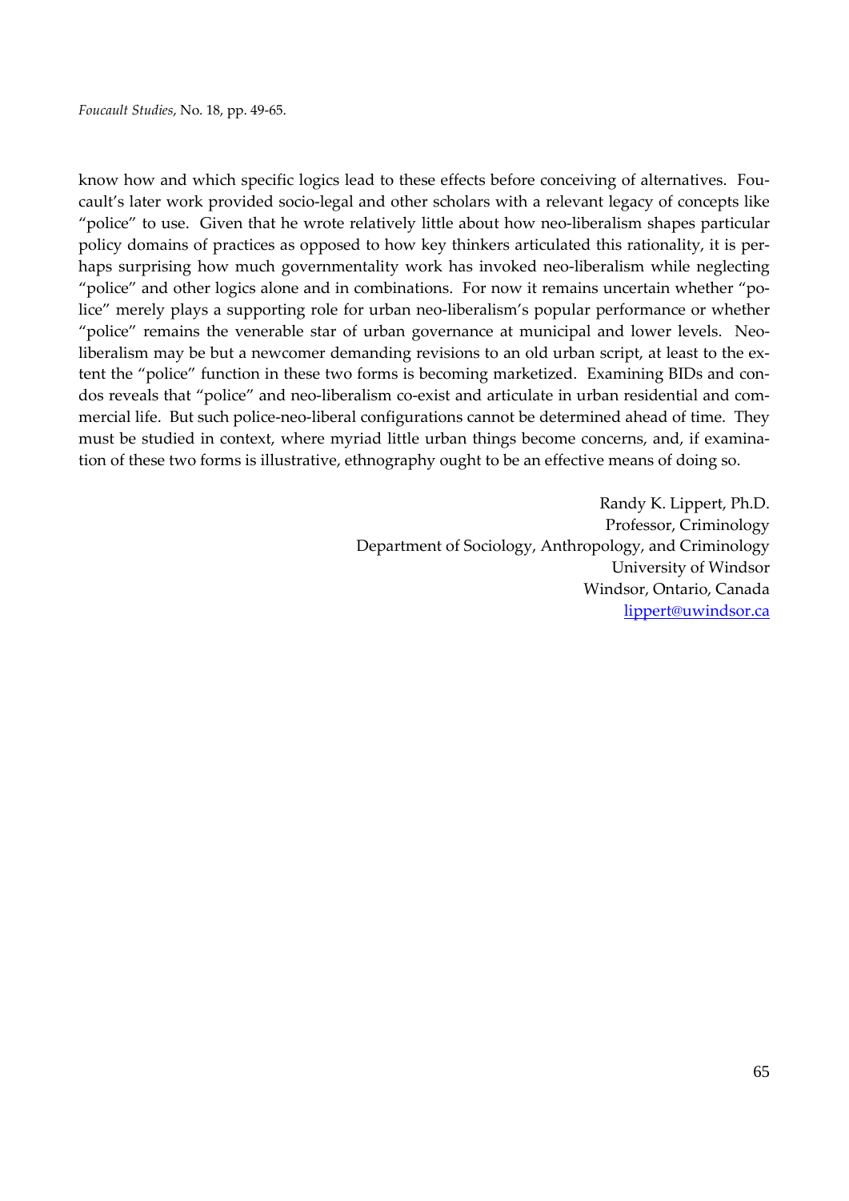know how and which specific logics lead to these effects before conceiving of alternatives. Foucault's later work provided socio-legal and other scholars with a relevant legacy of concepts like "police" to use. Given that he wrote relatively little about how neo-liberalism shapes particular policy domains of practices as opposed to how key thinkers articulated this rationality, it is perhaps surprising how much governmentality work has invoked neo-liberalism while neglecting "police" and other logics alone and in combinations. For now it remains uncertain whether "police" merely plays a supporting role for urban neo-liberalism's popular performance or whether "police" remains the venerable star of urban governance at municipal and lower levels. Neo-liberalism may be but a newcomer demanding revisions to an old urban script, at least to the extent the "police" function in these two forms is becoming marketized. Examining BIDs and condos reveals that "police" and neo-liberalism co-exist and articulate in urban residential and commercial life. But such police-neo-liberal configurations cannot be determined ahead of time. They must be studied in context, where myriad little urban things become concerns, and, if examination of these two forms is illustrative, ethnography ought to be an effective means of doing so.

Randy K. Lippert, Ph.D.
Professor, Criminology
Department of Sociology, Anthropology, and Criminology
University of Windsor
Windsor, Ontario, Canada
lippert@uwindsor.ca